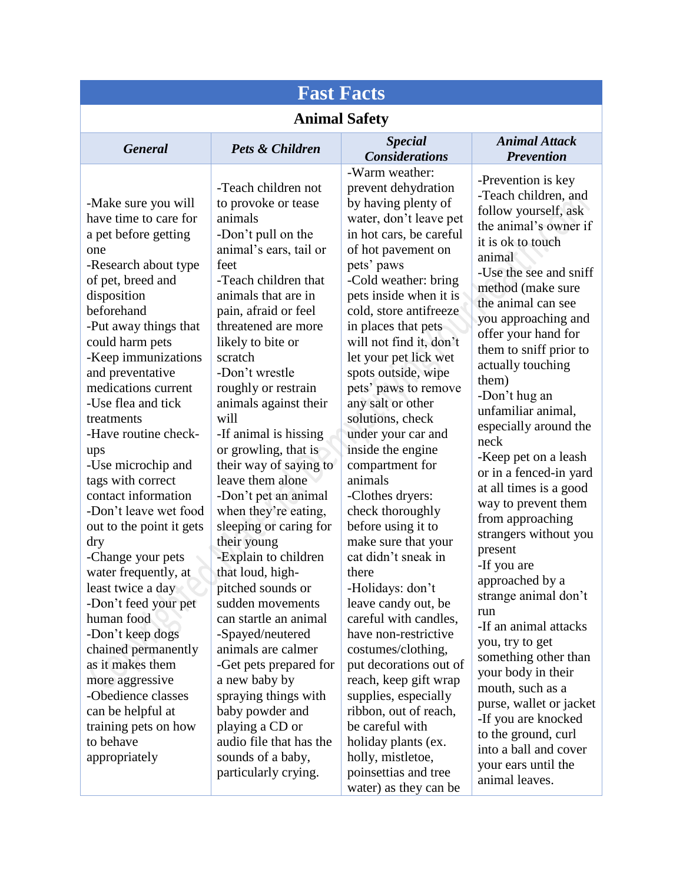# Fast Facts

## Animal Safety

| *General* | *Pets & Children* | *Special Considerations* | *Animal Attack Prevention* |
|---|---|---|---|
| -Make sure you will have time to care for a pet before getting one<br>-Research about type of pet, breed and disposition beforehand<br>-Put away things that could harm pets<br>-Keep immunizations and preventative medications current<br>-Use flea and tick treatments<br>-Have routine check-ups<br>-Use microchip and tags with correct contact information<br>-Don't leave wet food out to the point it gets dry<br>-Change your pets water frequently, at least twice a day<br>-Don't feed your pet human food<br>-Don't keep dogs chained permanently as it makes them more aggressive<br>-Obedience classes can be helpful at training pets on how to behave appropriately | -Teach children not to provoke or tease animals<br>-Don't pull on the animal's ears, tail or feet<br>-Teach children that animals that are in pain, afraid or feel threatened are more likely to bite or scratch<br>-Don't wrestle roughly or restrain animals against their will<br>-If animal is hissing or growling, that is their way of saying to leave them alone<br>-Don't pet an animal when they're eating, sleeping or caring for their young<br>-Explain to children that loud, high-pitched sounds or sudden movements can startle an animal<br>-Spayed/neutered animals are calmer<br>-Get pets prepared for a new baby by spraying things with baby powder and playing a CD or audio file that has the sounds of a baby, particularly crying. | -Warm weather: prevent dehydration by having plenty of water, don't leave pet in hot cars, be careful of hot pavement on pets' paws<br>-Cold weather: bring pets inside when it is cold, store antifreeze in places that pets will not find it, don't let your pet lick wet spots outside, wipe pets' paws to remove any salt or other solutions, check under your car and inside the engine compartment for animals<br>-Clothes dryers: check thoroughly before using it to make sure that your cat didn't sneak in there<br>-Holidays: don't leave candy out, be careful with candles, have non-restrictive costumes/clothing, put decorations out of reach, keep gift wrap supplies, especially ribbon, out of reach, be careful with holiday plants (ex. holly, mistletoe, poinsettias and tree water) as they can be | -Prevention is key<br>-Teach children, and follow yourself, ask the animal's owner if it is ok to touch animal<br>-Use the see and sniff method (make sure the animal can see you approaching and offer your hand for them to sniff prior to actually touching them)<br>-Don't hug an unfamiliar animal, especially around the neck<br>-Keep pet on a leash or in a fenced-in yard at all times is a good way to prevent them from approaching strangers without you present<br>-If you are approached by a strange animal don't run<br>-If an animal attacks you, try to get something other than your body in their mouth, such as a purse, wallet or jacket<br>-If you are knocked to the ground, curl into a ball and cover your ears until the animal leaves. |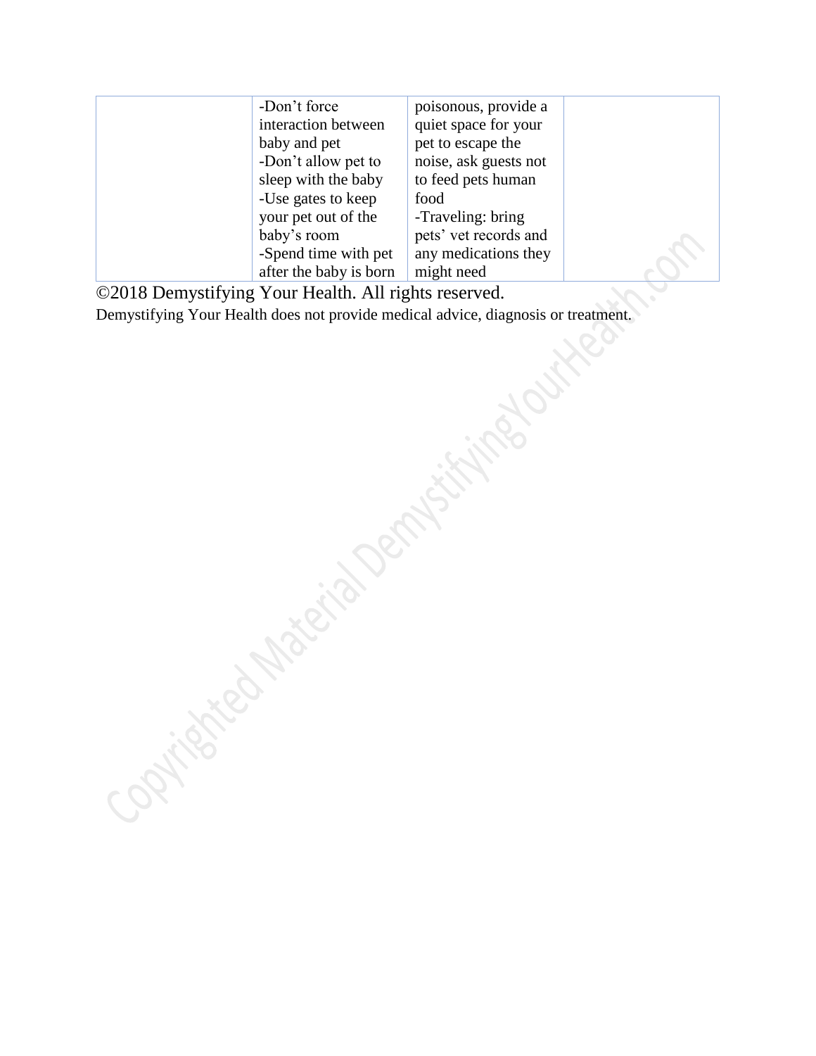| | | | |
|---|---|---|---|
| | -Don't force interaction between baby and pet<br>-Don't allow pet to sleep with the baby<br>-Use gates to keep your pet out of the baby's room<br>-Spend time with pet after the baby is born | poisonous, provide a quiet space for your pet to escape the noise, ask guests not to feed pets human food<br>-Traveling: bring pets' vet records and any medications they might need | |

©2018 Demystifying Your Health. All rights reserved.

Demystifying Your Health does not provide medical advice, diagnosis or treatment.